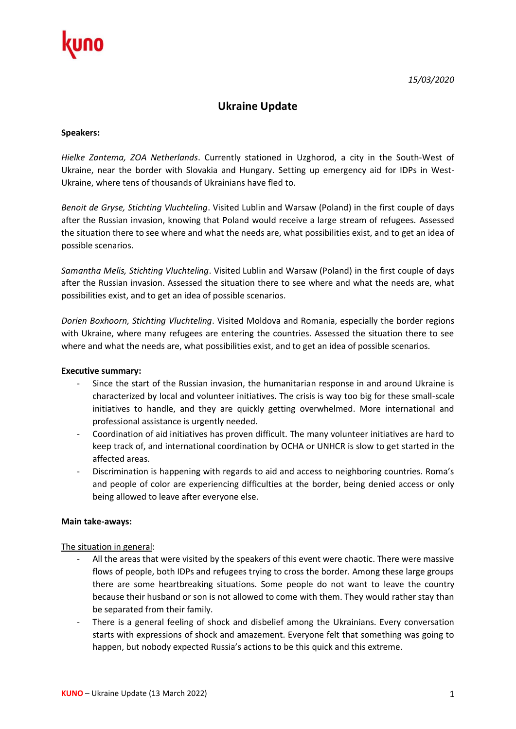*15/03/2020*

# Ukraine Update

**Speakers:**

*Hielke Zantema, ZOA Netherlands*. Currently stationed in Uzghorod, a city in the South-West of Ukraine, near the border with Slovakia and Hungary. Setting up emergency aid for IDPs in West-Ukraine, where tens of thousands of Ukrainians have fled to.

*Benoit de Gryse, Stichting Vluchteling*. Visited Lublin and Warsaw (Poland) in the first couple of days after the Russian invasion, knowing that Poland would receive a large stream of refugees. Assessed the situation there to see where and what the needs are, what possibilities exist, and to get an idea of possible scenarios.

*Samantha Melis, Stichting Vluchteling*. Visited Lublin and Warsaw (Poland) in the first couple of days after the Russian invasion. Assessed the situation there to see where and what the needs are, what possibilities exist, and to get an idea of possible scenarios.

*Dorien Boxhoorn, Stichting Vluchteling*. Visited Moldova and Romania, especially the border regions with Ukraine, where many refugees are entering the countries. Assessed the situation there to see where and what the needs are, what possibilities exist, and to get an idea of possible scenarios.

**Executive summary:**

- Since the start of the Russian invasion, the humanitarian response in and around Ukraine is characterized by local and volunteer initiatives. The crisis is way too big for these small-scale initiatives to handle, and they are quickly getting overwhelmed. More international and professional assistance is urgently needed.
- Coordination of aid initiatives has proven difficult. The many volunteer initiatives are hard to keep track of, and international coordination by OCHA or UNHCR is slow to get started in the affected areas.
- Discrimination is happening with regards to aid and access to neighboring countries. Roma's and people of color are experiencing difficulties at the border, being denied access or only being allowed to leave after everyone else.

**Main take-aways:**

The situation in general:

- All the areas that were visited by the speakers of this event were chaotic. There were massive flows of people, both IDPs and refugees trying to cross the border. Among these large groups there are some heartbreaking situations. Some people do not want to leave the country because their husband or son is not allowed to come with them. They would rather stay than be separated from their family.
- There is a general feeling of shock and disbelief among the Ukrainians. Every conversation starts with expressions of shock and amazement. Everyone felt that something was going to happen, but nobody expected Russia's actions to be this quick and this extreme.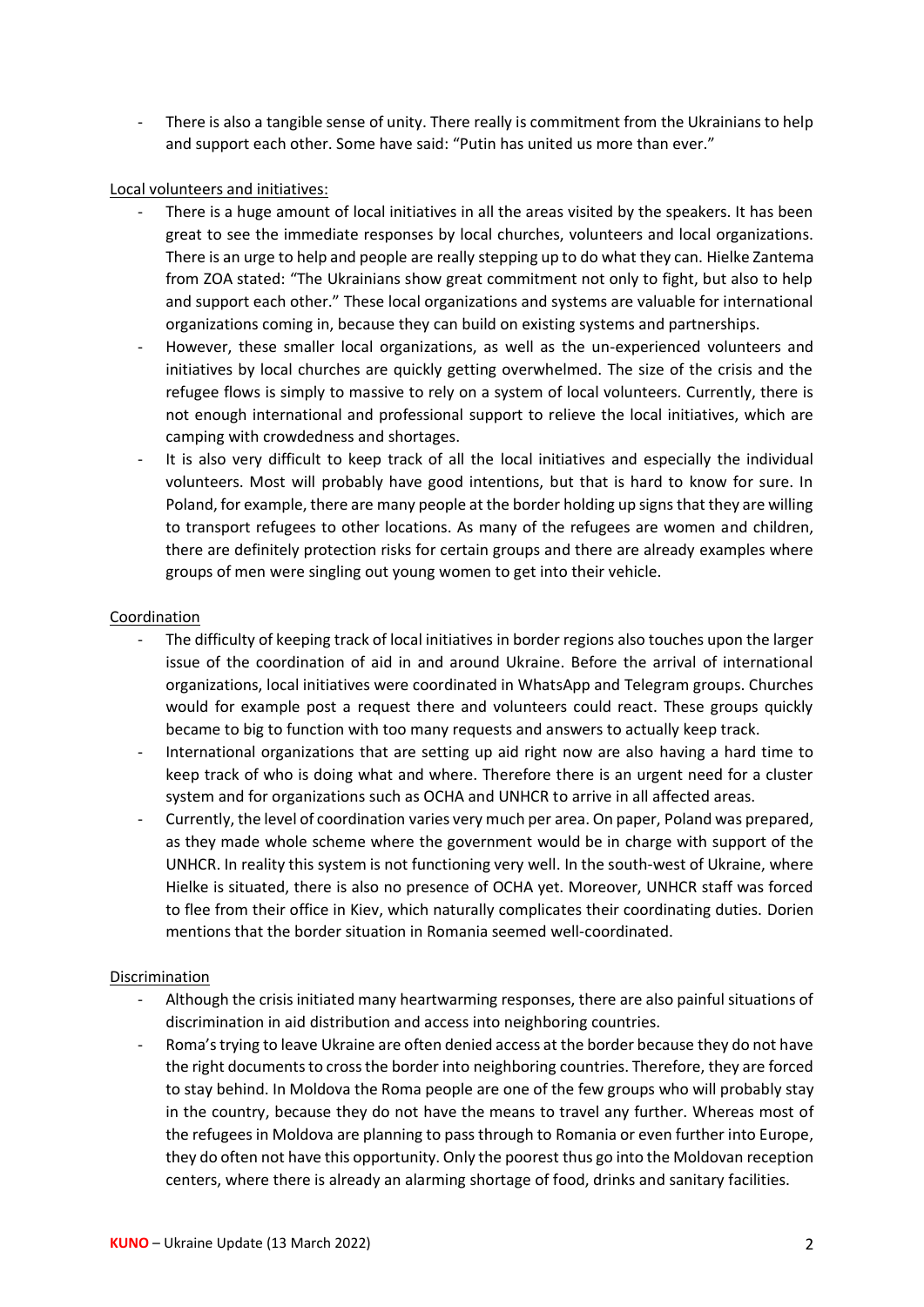- There is also a tangible sense of unity. There really is commitment from the Ukrainians to help and support each other. Some have said: "Putin has united us more than ever."

<u>Local volunteers and initiatives:</u>

- There is a huge amount of local initiatives in all the areas visited by the speakers. It has been great to see the immediate responses by local churches, volunteers and local organizations. There is an urge to help and people are really stepping up to do what they can. Hielke Zantema from ZOA stated: "The Ukrainians show great commitment not only to fight, but also to help and support each other." These local organizations and systems are valuable for international organizations coming in, because they can build on existing systems and partnerships.
- However, these smaller local organizations, as well as the un-experienced volunteers and initiatives by local churches are quickly getting overwhelmed. The size of the crisis and the refugee flows is simply to massive to rely on a system of local volunteers. Currently, there is not enough international and professional support to relieve the local initiatives, which are camping with crowdedness and shortages.
- It is also very difficult to keep track of all the local initiatives and especially the individual volunteers. Most will probably have good intentions, but that is hard to know for sure. In Poland, for example, there are many people at the border holding up signs that they are willing to transport refugees to other locations. As many of the refugees are women and children, there are definitely protection risks for certain groups and there are already examples where groups of men were singling out young women to get into their vehicle.

<u>Coordination</u>

- The difficulty of keeping track of local initiatives in border regions also touches upon the larger issue of the coordination of aid in and around Ukraine. Before the arrival of international organizations, local initiatives were coordinated in WhatsApp and Telegram groups. Churches would for example post a request there and volunteers could react. These groups quickly became to big to function with too many requests and answers to actually keep track.
- International organizations that are setting up aid right now are also having a hard time to keep track of who is doing what and where. Therefore there is an urgent need for a cluster system and for organizations such as OCHA and UNHCR to arrive in all affected areas.
- Currently, the level of coordination varies very much per area. On paper, Poland was prepared, as they made whole scheme where the government would be in charge with support of the UNHCR. In reality this system is not functioning very well. In the south-west of Ukraine, where Hielke is situated, there is also no presence of OCHA yet. Moreover, UNHCR staff was forced to flee from their office in Kiev, which naturally complicates their coordinating duties. Dorien mentions that the border situation in Romania seemed well-coordinated.

<u>Discrimination</u>

- Although the crisis initiated many heartwarming responses, there are also painful situations of discrimination in aid distribution and access into neighboring countries.
- Roma's trying to leave Ukraine are often denied access at the border because they do not have the right documents to cross the border into neighboring countries. Therefore, they are forced to stay behind. In Moldova the Roma people are one of the few groups who will probably stay in the country, because they do not have the means to travel any further. Whereas most of the refugees in Moldova are planning to pass through to Romania or even further into Europe, they do often not have this opportunity. Only the poorest thus go into the Moldovan reception centers, where there is already an alarming shortage of food, drinks and sanitary facilities.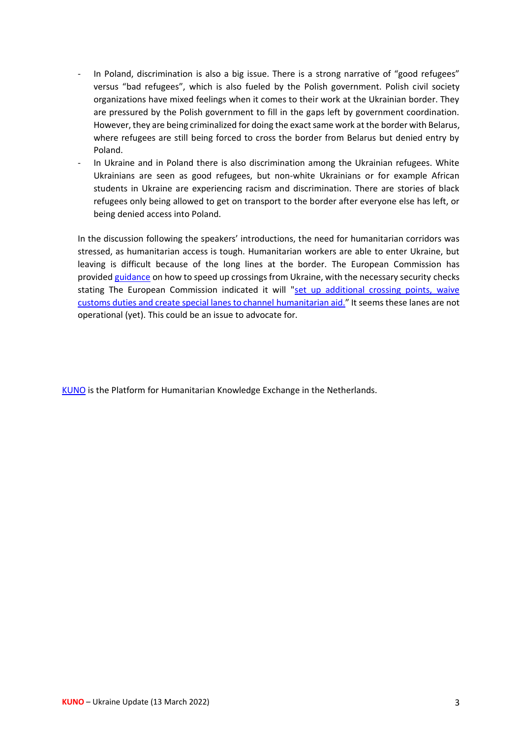- In Poland, discrimination is also a big issue. There is a strong narrative of "good refugees" versus "bad refugees", which is also fueled by the Polish government. Polish civil society organizations have mixed feelings when it comes to their work at the Ukrainian border. They are pressured by the Polish government to fill in the gaps left by government coordination. However, they are being criminalized for doing the exact same work at the border with Belarus, where refugees are still being forced to cross the border from Belarus but denied entry by Poland.
- In Ukraine and in Poland there is also discrimination among the Ukrainian refugees. White Ukrainians are seen as good refugees, but non-white Ukrainians or for example African students in Ukraine are experiencing racism and discrimination. There are stories of black refugees only being allowed to get on transport to the border after everyone else has left, or being denied access into Poland.

In the discussion following the speakers' introductions, the need for humanitarian corridors was stressed, as humanitarian access is tough. Humanitarian workers are able to enter Ukraine, but leaving is difficult because of the long lines at the border. The European Commission has provided guidance on how to speed up crossings from Ukraine, with the necessary security checks stating The European Commission indicated it will "set up additional crossing points, waive customs duties and create special lanes to channel humanitarian aid." It seems these lanes are not operational (yet). This could be an issue to advocate for.

KUNO is the Platform for Humanitarian Knowledge Exchange in the Netherlands.